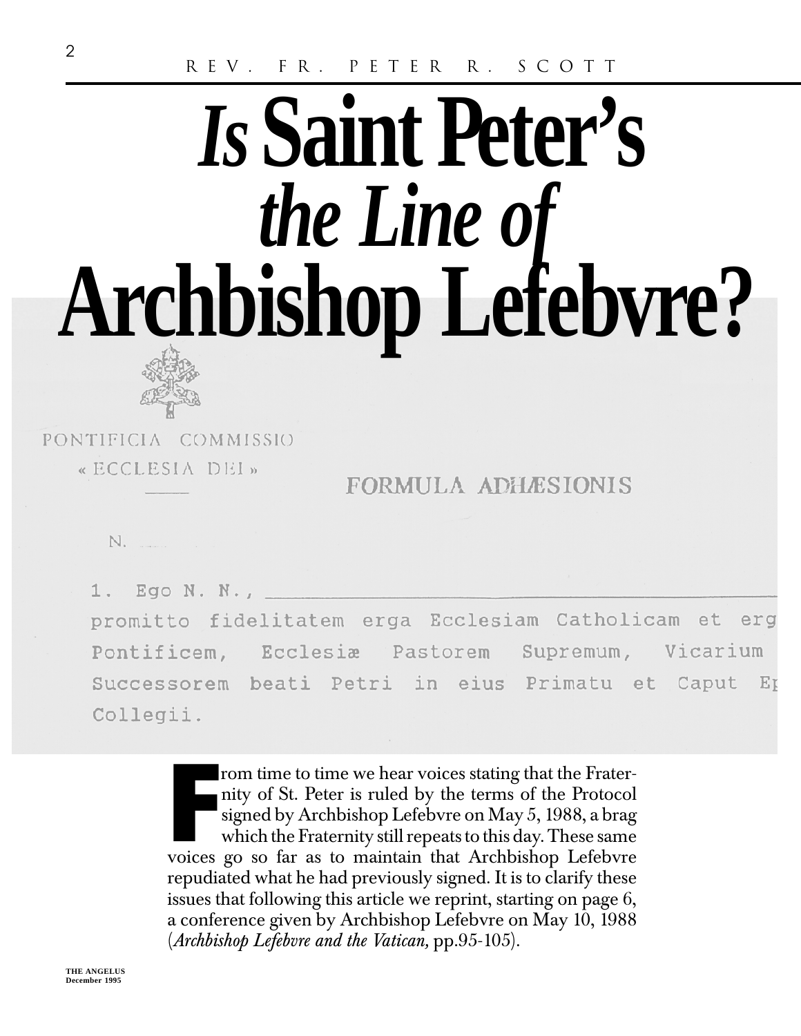REV. FR. PETER R. SCOTT

# *Is* Saint Peter's *the Line of* Archbishop Lefebvre?

PONTIFICIA COMMISSIO
« ECCLESIA DEI »

FORMULA ADHÆSIONIS

N.

1. Ego N. N., ___
promitto fidelitatem erga Ecclesiam Catholicam et erg
Pontificem, Ecclesiæ Pastorem Supremum, Vicarium
Successorem beati Petri in eius Primatu et Caput Ep
Collegii.

From time to time we hear voices stating that the Fraternity of St. Peter is ruled by the terms of the Protocol signed by Archbishop Lefebvre on May 5, 1988, a brag which the Fraternity still repeats to this day. These same voices go so far as to maintain that Archbishop Lefebvre repudiated what he had previously signed. It is to clarify these issues that following this article we reprint, starting on page 6, a conference given by Archbishop Lefebvre on May 10, 1988 (*Archbishop Lefebvre and the Vatican,* pp.95-105).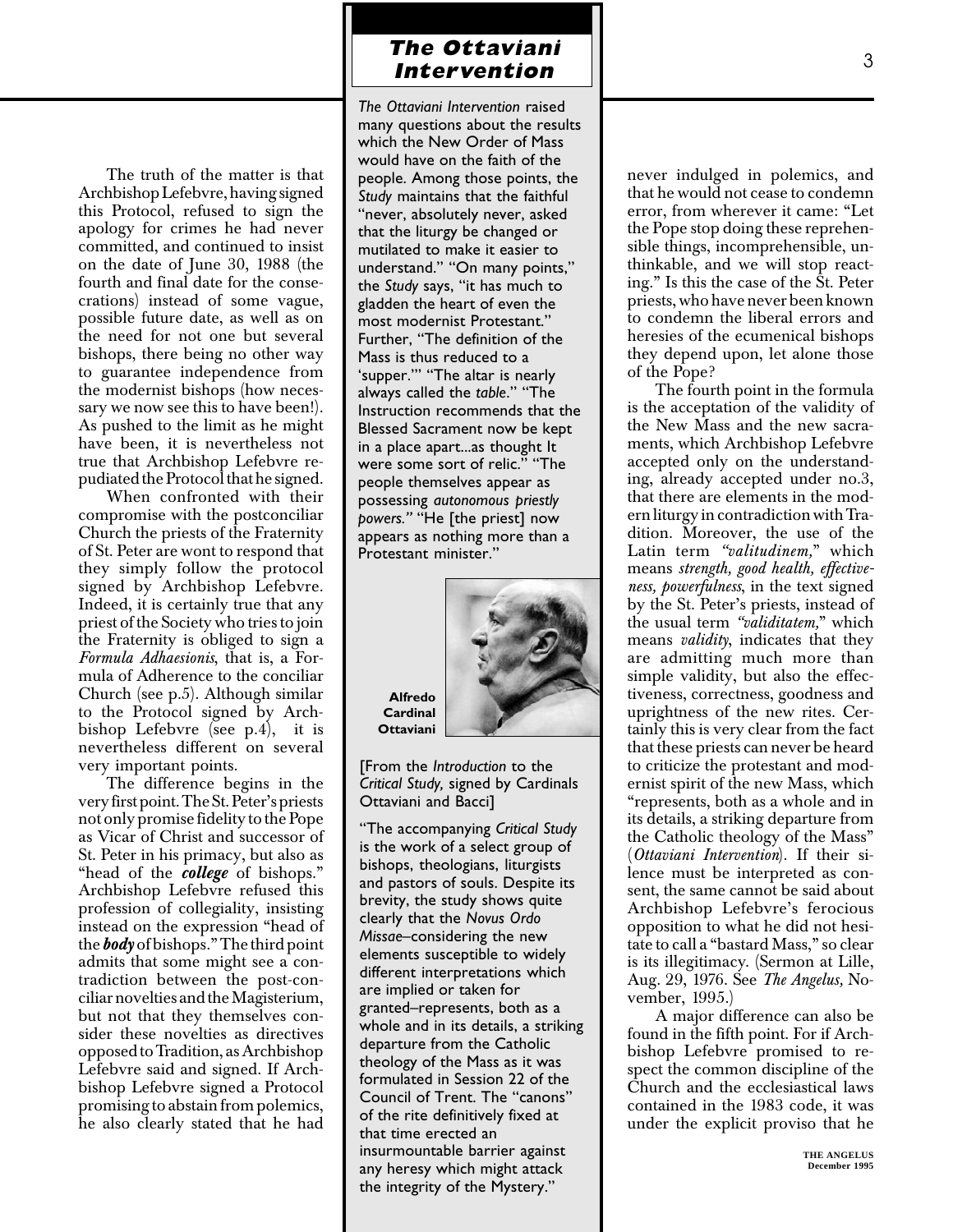The truth of the matter is that Archbishop Lefebvre, having signed this Protocol, refused to sign the apology for crimes he had never committed, and continued to insist on the date of June 30, 1988 (the fourth and final date for the consecrations) instead of some vague, possible future date, as well as on the need for not one but several bishops, there being no other way to guarantee independence from the modernist bishops (how necessary we now see this to have been!). As pushed to the limit as he might have been, it is nevertheless not true that Archbishop Lefebvre repudiated the Protocol that he signed.

When confronted with their compromise with the postconciliar Church the priests of the Fraternity of St. Peter are wont to respond that they simply follow the protocol signed by Archbishop Lefebvre. Indeed, it is certainly true that any priest of the Society who tries to join the Fraternity is obliged to sign a *Formula Adhaesionis*, that is, a Formula of Adherence to the conciliar Church (see p.5). Although similar to the Protocol signed by Archbishop Lefebvre (see p.4), it is nevertheless different on several very important points.

The difference begins in the very first point. The St. Peter's priests not only promise fidelity to the Pope as Vicar of Christ and successor of St. Peter in his primacy, but also as "head of the ***college*** of bishops." Archbishop Lefebvre refused this profession of collegiality, insisting instead on the expression "head of the ***body*** of bishops." The third point admits that some might see a contradiction between the post-conciliar novelties and the Magisterium, but not that they themselves consider these novelties as directives opposed to Tradition, as Archbishop Lefebvre said and signed. If Archbishop Lefebvre signed a Protocol promising to abstain from polemics, he also clearly stated that he had never indulged in polemics, and that he would not cease to condemn error, from wherever it came: "Let the Pope stop doing these reprehensible things, incomprehensible, unthinkable, and we will stop reacting." Is this the case of the St. Peter priests, who have never been known to condemn the liberal errors and heresies of the ecumenical bishops they depend upon, let alone those of the Pope?

The fourth point in the formula is the acceptation of the validity of the New Mass and the new sacraments, which Archbishop Lefebvre accepted only on the understanding, already accepted under no.3, that there are elements in the modern liturgy in contradiction with Tradition. Moreover, the use of the Latin term *"valitudinem,"* which means *strength, good health, effectiveness, powerfulness*, in the text signed by the St. Peter's priests, instead of the usual term *"validitatem,"* which means *validity*, indicates that they are admitting much more than simple validity, but also the effectiveness, correctness, goodness and uprightness of the new rites. Certainly this is very clear from the fact that these priests can never be heard to criticize the protestant and modernist spirit of the new Mass, which "represents, both as a whole and in its details, a striking departure from the Catholic theology of the Mass" (*Ottaviani Intervention*). If their silence must be interpreted as consent, the same cannot be said about Archbishop Lefebvre's ferocious opposition to what he did not hesitate to call a "bastard Mass," so clear is its illegitimacy. (Sermon at Lille, Aug. 29, 1976. See *The Angelus,* November, 1995.)

A major difference can also be found in the fifth point. For if Archbishop Lefebvre promised to respect the common discipline of the Church and the ecclesiastical laws contained in the 1983 code, it was under the explicit proviso that he

## The Ottaviani Intervention

*The Ottaviani Intervention* raised many questions about the results which the New Order of Mass would have on the faith of the people. Among those points, the *Study* maintains that the faithful "never, absolutely never, asked that the liturgy be changed or mutilated to make it easier to understand." "On many points," the *Study* says, "it has much to gladden the heart of even the most modernist Protestant." Further, "The definition of the Mass is thus reduced to a 'supper.'" "The altar is nearly always called the *table*." "The Instruction recommends that the Blessed Sacrament now be kept in a place apart...as thought It were some sort of relic." "The people themselves appear as possessing *autonomous priestly powers."* "He [the priest] now appears as nothing more than a Protestant minister."

**Alfredo Cardinal Ottaviani**

[From the *Introduction* to the *Critical Study,* signed by Cardinals Ottaviani and Bacci]

"The accompanying *Critical Study* is the work of a select group of bishops, theologians, liturgists and pastors of souls. Despite its brevity, the study shows quite clearly that the *Novus Ordo Missae*–considering the new elements susceptible to widely different interpretations which are implied or taken for granted–represents, both as a whole and in its details, a striking departure from the Catholic theology of the Mass as it was formulated in Session 22 of the Council of Trent. The "canons" of the rite definitively fixed at that time erected an insurmountable barrier against any heresy which might attack the integrity of the Mystery."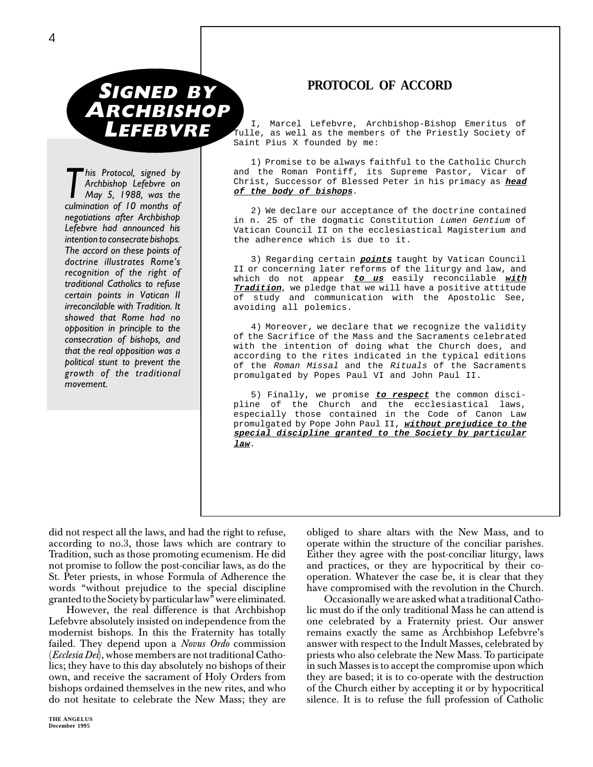## SIGNED BY ARCHBISHOP LEFEBVRE

*This Protocol, signed by Archbishop Lefebvre on May 5, 1988, was the culmination of 10 months of negotiations after Archbishop Lefebvre had announced his intention to consecrate bishops. The accord on these points of doctrine illustrates Rome's recognition of the right of traditional Catholics to refuse certain points in Vatican II irreconcilable with Tradition. It showed that Rome had no opposition in principle to the consecration of bishops, and that the real opposition was a political stunt to prevent the growth of the traditional movement.*

## PROTOCOL OF ACCORD

I, Marcel Lefebvre, Archbishop-Bishop Emeritus of Tulle, as well as the members of the Priestly Society of Saint Pius X founded by me:

1) Promise to be always faithful to the Catholic Church and the Roman Pontiff, its Supreme Pastor, Vicar of Christ, Successor of Blessed Peter in his primacy as ***head of the body of bishops***.

2) We declare our acceptance of the doctrine contained in n. 25 of the dogmatic Constitution *Lumen Gentium* of Vatican Council II on the ecclesiastical Magisterium and the adherence which is due to it.

3) Regarding certain ***points*** taught by Vatican Council II or concerning later reforms of the liturgy and law, and which do not appear ***to us*** easily reconcilable ***with Tradition***, we pledge that we will have a positive attitude of study and communication with the Apostolic See, avoiding all polemics.

4) Moreover, we declare that we recognize the validity of the Sacrifice of the Mass and the Sacraments celebrated with the intention of doing what the Church does, and according to the rites indicated in the typical editions of the *Roman Missal* and the *Rituals* of the Sacraments promulgated by Popes Paul VI and John Paul II.

5) Finally, we promise ***to respect*** the common discipline of the Church and the ecclesiastical laws, especially those contained in the Code of Canon Law promulgated by Pope John Paul II, ***without prejudice to the special discipline granted to the Society by particular law***.

did not respect all the laws, and had the right to refuse, according to no.3, those laws which are contrary to Tradition, such as those promoting ecumenism. He did not promise to follow the post-conciliar laws, as do the St. Peter priests, in whose Formula of Adherence the words "without prejudice to the special discipline granted to the Society by particular law" were eliminated.

However, the real difference is that Archbishop Lefebvre absolutely insisted on independence from the modernist bishops. In this the Fraternity has totally failed. They depend upon a *Novus Ordo* commission (*Ecclesia Dei*), whose members are not traditional Catholics; they have to this day absolutely no bishops of their own, and receive the sacrament of Holy Orders from bishops ordained themselves in the new rites, and who do not hesitate to celebrate the New Mass; they are obliged to share altars with the New Mass, and to operate within the structure of the conciliar parishes. Either they agree with the post-conciliar liturgy, laws and practices, or they are hypocritical by their co-operation. Whatever the case be, it is clear that they have compromised with the revolution in the Church.

Occasionally we are asked what a traditional Catholic must do if the only traditional Mass he can attend is one celebrated by a Fraternity priest. Our answer remains exactly the same as Archbishop Lefebvre's answer with respect to the Indult Masses, celebrated by priests who also celebrate the New Mass. To participate in such Masses is to accept the compromise upon which they are based; it is to co-operate with the destruction of the Church either by accepting it or by hypocritical silence. It is to refuse the full profession of Catholic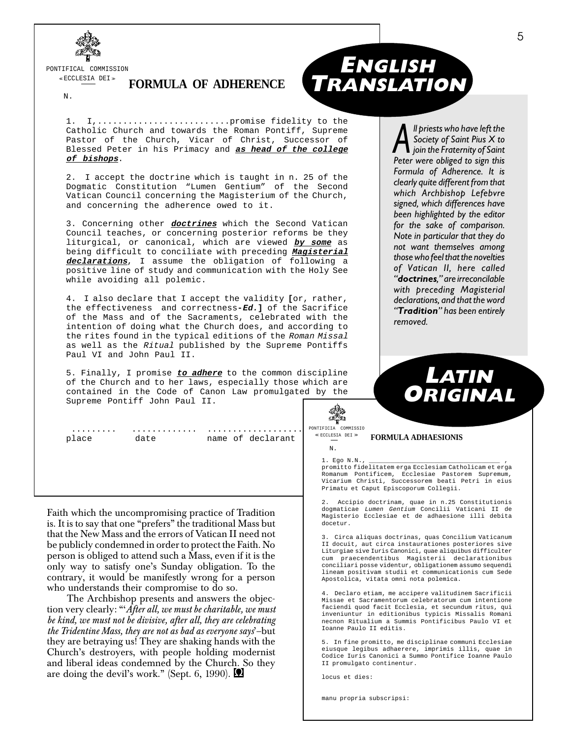PONTIFICAL COMMISSION
« ECCLESIA DEI »

## FORMULA OF ADHERENCE

# ENGLISH TRANSLATION

N.

1. I,..........................promise fidelity to the Catholic Church and towards the Roman Pontiff, Supreme Pastor of the Church, Vicar of Christ, Successor of Blessed Peter in his Primacy and ***as head of the college of bishops***.

2. I accept the doctrine which is taught in n. 25 of the Dogmatic Constitution "Lumen Gentium" of the Second Vatican Council concerning the Magisterium of the Church, and concerning the adherence owed to it.

3. Concerning other ***doctrines*** which the Second Vatican Council teaches, or concerning posterior reforms be they liturgical, or canonical, which are viewed ***by some*** as being difficult to conciliate with preceding ***Magisterial declarations***, I assume the obligation of following a positive line of study and communication with the Holy See while avoiding all polemic.

4. I also declare that I accept the validity **[**or, rather, the effectiveness and correctness***-Ed.*****]** of the Sacrifice of the Mass and of the Sacraments, celebrated with the intention of doing what the Church does, and according to the rites found in the typical editions of the *Roman Missal* as well as the *Ritual* published by the Supreme Pontiffs Paul VI and John Paul II.

5. Finally, I promise ***to adhere*** to the common discipline of the Church and to her laws, especially those which are contained in the Code of Canon Law promulgated by the Supreme Pontiff John Paul II.

......... place ............. date .................. name of declarant

*All priests who have left the Society of Saint Pius X to join the Fraternity of Saint Peter were obliged to sign this Formula of Adherence. It is clearly quite different from that which Archbishop Lefebvre signed, which differences have been highlighted by the editor for the sake of comparison. Note in particular that they do not want themselves among those who feel that the novelties of Vatican II, here called "**doctrines**," are irreconcilable with preceding Magisterial declarations, and that the word "**Tradition**" has been entirely removed.*

Faith which the uncompromising practice of Tradition is. It is to say that one "prefers" the traditional Mass but that the New Mass and the errors of Vatican II need not be publicly condemned in order to protect the Faith. No person is obliged to attend such a Mass, even if it is the only way to satisfy one's Sunday obligation. To the contrary, it would be manifestly wrong for a person who understands their compromise to do so.

The Archbishop presents and answers the objection very clearly: "'*After all, we must be charitable, we must be kind, we must not be divisive, after all, they are celebrating the Tridentine Mass, they are not as bad as everyone says*'–but they are betraying us! They are shaking hands with the Church's destroyers, with people holding modernist and liberal ideas condemned by the Church. So they are doing the devil's work." (Sept. 6, 1990).

# LATIN ORIGINAL

PONTIFICIA COMMISSIO
« ECCLESIA DEI »

## FORMULA ADHAESIONIS

N.

1. Ego N.N., ________________________________ , promitto fidelitatem erga Ecclesiam Catholicam et erga Romanum Pontificem, Ecclesiae Pastorem Supremum, Vicarium Christi, Successorem beati Petri in eius Primatu et Caput Episcoporum Collegii.

2. Accipio doctrinam, quae in n.25 Constitutionis dogmaticae *Lumen Gentium* Concilii Vaticani II de Magisterio Ecclesiae et de adhaesione illi debita docetur.

3. Circa aliquas doctrinas, quas Concilium Vaticanum II docuit, aut circa instaurationes posteriores sive Liturgiae sive Iuris Canonici, quae aliquibus difficulter cum praecendentibus Magisterii declarationibus conciliari posse videntur, obligationem assumo sequendi lineam positivam studii et communicationis cum Sede Apostolica, vitata omni nota polemica.

4. Declaro etiam, me accipere valitudinem Sacrificii Missae et Sacramentorum celebratorum cum intentione faciendi quod facit Ecclesia, et secundum ritus, qui inveniuntur in editionibus typicis Missalis Romani necnon Ritualium a Summis Pontificibus Paulo VI et Ioanne Paulo II editis.

5. In fine promitto, me disciplinae communi Ecclesiae eiusque legibus adhaerere, imprimis illis, quae in Codice Iuris Canonici a Summo Pontifice Ioanne Paulo II promulgato continentur.

locus et dies:

manu propria subscripsi: